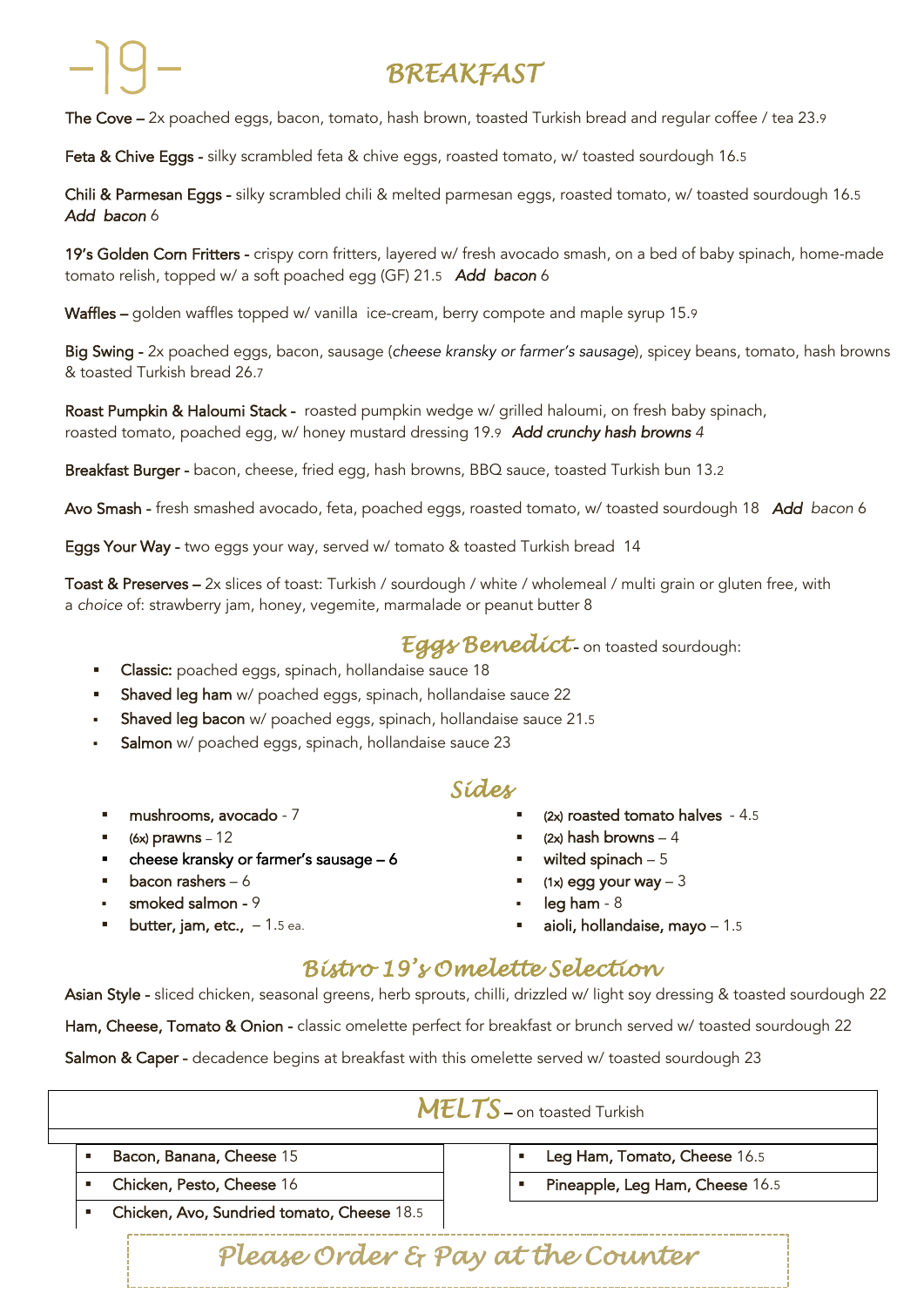# -19-

# *BREAKFAST*

**The Cove** – 2x poached eggs, bacon, tomato, hash brown, toasted Turkish bread and regular coffee / tea 23.9

**Feta & Chive Eggs** - silky scrambled feta & chive eggs, roasted tomato, w/ toasted sourdough 16.5

**Chili & Parmesan Eggs** - silky scrambled chili & melted parmesan eggs, roasted tomato, w/ toasted sourdough 16.5
*Add bacon* 6

**19's Golden Corn Fritters** - crispy corn fritters, layered w/ fresh avocado smash, on a bed of baby spinach, home-made tomato relish, topped w/ a soft poached egg (GF) 21.5 ***Add bacon*** 6

**Waffles** – golden waffles topped w/ vanilla ice-cream, berry compote and maple syrup 15.9

**Big Swing** - 2x poached eggs, bacon, sausage (*cheese kransky or farmer's sausage*), spicey beans, tomato, hash browns & toasted Turkish bread 26.7

**Roast Pumpkin & Haloumi Stack** - roasted pumpkin wedge w/ grilled haloumi, on fresh baby spinach, roasted tomato, poached egg, w/ honey mustard dressing 19.9 ***Add crunchy hash browns*** 4

**Breakfast Burger** - bacon, cheese, fried egg, hash browns, BBQ sauce, toasted Turkish bun 13.2

**Avo Smash** - fresh smashed avocado, feta, poached eggs, roasted tomato, w/ toasted sourdough 18 ***Add*** *bacon* 6

**Eggs Your Way** - two eggs your way, served w/ tomato & toasted Turkish bread 14

**Toast & Preserves** – 2x slices of toast: Turkish / sourdough / white / wholemeal / multi grain or gluten free, with a *choice* of: strawberry jam, honey, vegemite, marmalade or peanut butter 8

## *Eggs Benedict* - on toasted sourdough:

- **Classic:** poached eggs, spinach, hollandaise sauce 18
- **Shaved leg ham** w/ poached eggs, spinach, hollandaise sauce 22
- **Shaved leg bacon** w/ poached eggs, spinach, hollandaise sauce 21.5
- **Salmon** w/ poached eggs, spinach, hollandaise sauce 23

## *Sides*

- mushrooms, avocado - 7
- (6x) prawns – 12
- cheese kransky or farmer's sausage – 6
- bacon rashers – 6
- smoked salmon - 9
- butter, jam, etc., – 1.5 ea.
- (2x) roasted tomato halves - 4.5
- (2x) hash browns – 4
- wilted spinach – 5
- (1x) egg your way – 3
- leg ham - 8
- aioli, hollandaise, mayo – 1.5

## *Bistro 19's Omelette Selection*

**Asian Style** - sliced chicken, seasonal greens, herb sprouts, chilli, drizzled w/ light soy dressing & toasted sourdough 22

**Ham, Cheese, Tomato & Onion** - classic omelette perfect for breakfast or brunch served w/ toasted sourdough 22

**Salmon & Caper** - decadence begins at breakfast with this omelette served w/ toasted sourdough 23

## *MELTS* – on toasted Turkish

- Bacon, Banana, Cheese 15
- Chicken, Pesto, Cheese 16
- Chicken, Avo, Sundried tomato, Cheese 18.5
- Leg Ham, Tomato, Cheese 16.5
- Pineapple, Leg Ham, Cheese 16.5

*Please Order & Pay at the Counter*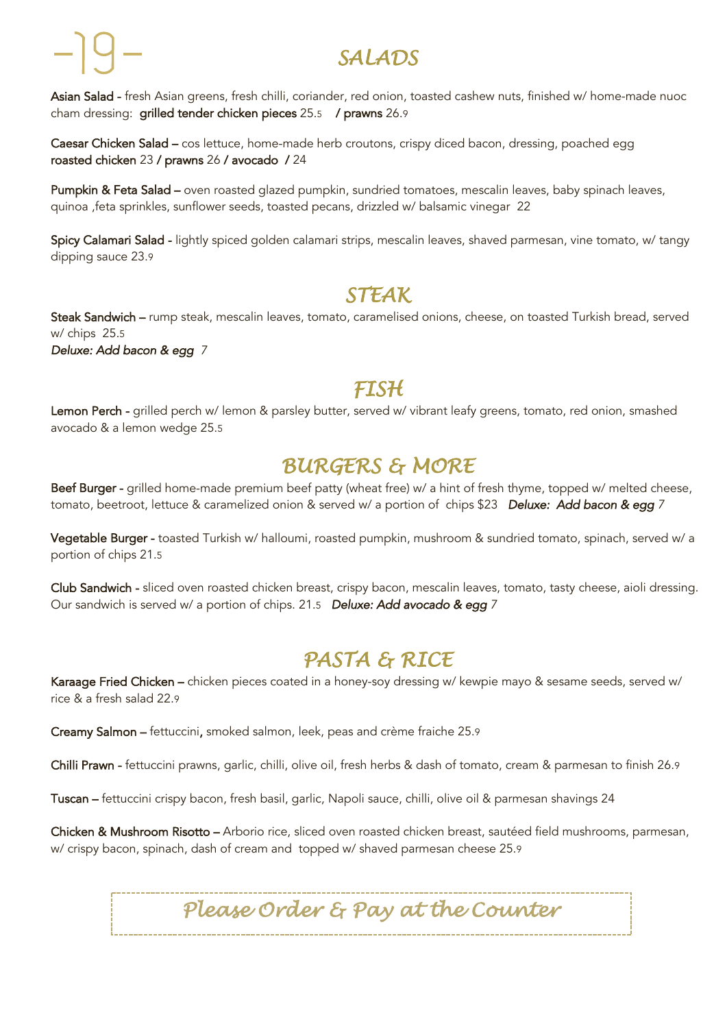-19-

## SALADS

**Asian Salad -** fresh Asian greens, fresh chilli, coriander, red onion, toasted cashew nuts, finished w/ home-made nuoc cham dressing: **grilled tender chicken pieces** 25.5 **/ prawns** 26.9

**Caesar Chicken Salad –** cos lettuce, home-made herb croutons, crispy diced bacon, dressing, poached egg **roasted chicken** 23 **/ prawns** 26 **/ avocado /** 24

**Pumpkin & Feta Salad –** oven roasted glazed pumpkin, sundried tomatoes, mescalin leaves, baby spinach leaves, quinoa ,feta sprinkles, sunflower seeds, toasted pecans, drizzled w/ balsamic vinegar 22

**Spicy Calamari Salad -** lightly spiced golden calamari strips, mescalin leaves, shaved parmesan, vine tomato, w/ tangy dipping sauce 23.9

## STEAK

**Steak Sandwich –** rump steak, mescalin leaves, tomato, caramelised onions, cheese, on toasted Turkish bread, served w/ chips 25.5
***Deluxe: Add bacon & egg*** *7*

## FISH

**Lemon Perch -** grilled perch w/ lemon & parsley butter, served w/ vibrant leafy greens, tomato, red onion, smashed avocado & a lemon wedge 25.5

## BURGERS & MORE

**Beef Burger -** grilled home-made premium beef patty (wheat free) w/ a hint of fresh thyme, topped w/ melted cheese, tomato, beetroot, lettuce & caramelized onion & served w/ a portion of chips $23 ***Deluxe: Add bacon & egg*** *7*

**Vegetable Burger -** toasted Turkish w/ halloumi, roasted pumpkin, mushroom & sundried tomato, spinach, served w/ a portion of chips 21.5

**Club Sandwich -** sliced oven roasted chicken breast, crispy bacon, mescalin leaves, tomato, tasty cheese, aioli dressing. Our sandwich is served w/ a portion of chips. 21.5 ***Deluxe: Add avocado & egg*** *7*

## PASTA & RICE

**Karaage Fried Chicken –** chicken pieces coated in a honey-soy dressing w/ kewpie mayo & sesame seeds, served w/ rice & a fresh salad 22.9

**Creamy Salmon –** fettuccini**,** smoked salmon, leek, peas and crème fraiche 25.9

**Chilli Prawn -** fettuccini prawns, garlic, chilli, olive oil, fresh herbs & dash of tomato, cream & parmesan to finish 26.9

**Tuscan –** fettuccini crispy bacon, fresh basil, garlic, Napoli sauce, chilli, olive oil & parmesan shavings 24

**Chicken & Mushroom Risotto –** Arborio rice, sliced oven roasted chicken breast, sautéed field mushrooms, parmesan, w/ crispy bacon, spinach, dash of cream and topped w/ shaved parmesan cheese 25.9

*Please Order & Pay at the Counter*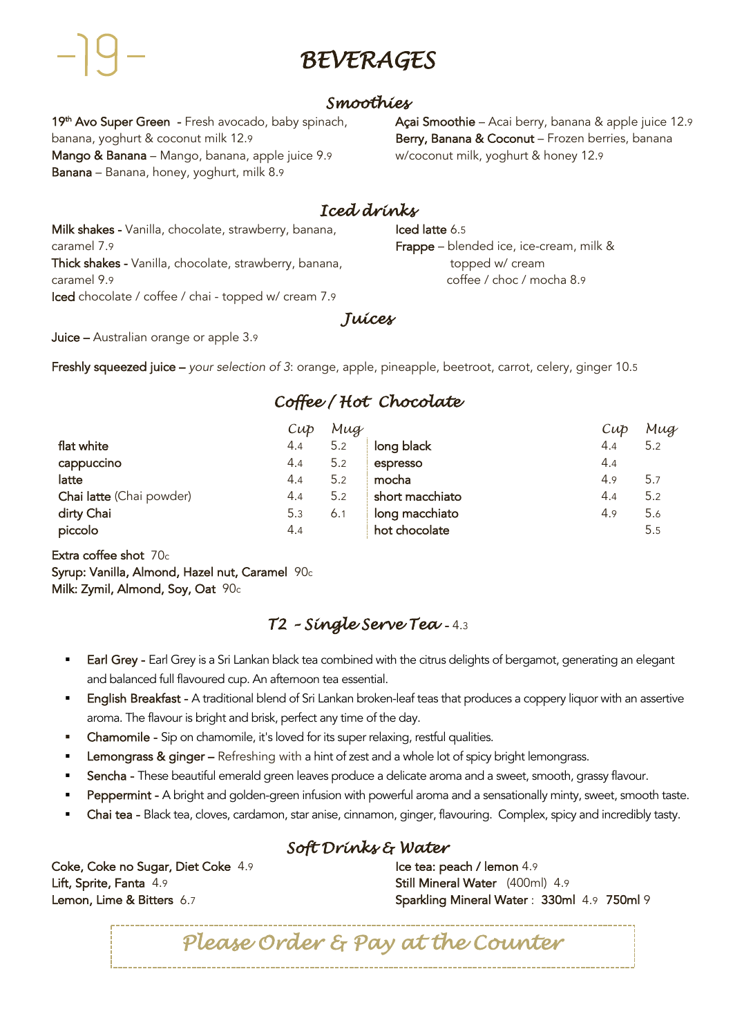# BEVERAGES

## Smoothies

**19th Avo Super Green** - Fresh avocado, baby spinach, banana, yoghurt & coconut milk 12.9

**Mango & Banana** – Mango, banana, apple juice 9.9

**Banana** – Banana, honey, yoghurt, milk 8.9

**Açai Smoothie** – Acai berry, banana & apple juice 12.9

**Berry, Banana & Coconut** – Frozen berries, banana w/coconut milk, yoghurt & honey 12.9

## Iced drinks

**Milk shakes** - Vanilla, chocolate, strawberry, banana, caramel 7.9

**Thick shakes** - Vanilla, chocolate, strawberry, banana, caramel 9.9

**Iced** chocolate / coffee / chai - topped w/ cream 7.9

**Iced latte** 6.5

**Frappe** – blended ice, ice-cream, milk & topped w/ cream coffee / choc / mocha 8.9

## Juices

**Juice** – Australian orange or apple 3.9

**Freshly squeezed juice** – *your selection of 3*: orange, apple, pineapple, beetroot, carrot, celery, ginger 10.5

## Coffee / Hot Chocolate

| | Cup | Mug |
|---|---|---|
| flat white | 4.4 | 5.2 |
| cappuccino | 4.4 | 5.2 |
| latte | 4.4 | 5.2 |
| Chai latte (Chai powder) | 4.4 | 5.2 |
| dirty Chai | 5.3 | 6.1 |
| piccolo | 4.4 | |
| long black | 4.4 | 5.2 |
| espresso | 4.4 | |
| mocha | 4.9 | 5.7 |
| short macchiato | 4.4 | 5.2 |
| long macchiato | 4.9 | 5.6 |
| hot chocolate | | 5.5 |

**Extra coffee shot** 70c

**Syrup: Vanilla, Almond, Hazel nut, Caramel** 90c

**Milk: Zymil, Almond, Soy, Oat** 90c

## T2 - Single Serve Tea - 4.3

- **Earl Grey** - Earl Grey is a Sri Lankan black tea combined with the citrus delights of bergamot, generating an elegant and balanced full flavoured cup. An afternoon tea essential.
- **English Breakfast** - A traditional blend of Sri Lankan broken-leaf teas that produces a coppery liquor with an assertive aroma. The flavour is bright and brisk, perfect any time of the day.
- **Chamomile** - Sip on chamomile, it's loved for its super relaxing, restful qualities.
- **Lemongrass & ginger** – Refreshing with a hint of zest and a whole lot of spicy bright lemongrass.
- **Sencha** - These beautiful emerald green leaves produce a delicate aroma and a sweet, smooth, grassy flavour.
- **Peppermint** - A bright and golden-green infusion with powerful aroma and a sensationally minty, sweet, smooth taste.
- **Chai tea** - Black tea, cloves, cardamon, star anise, cinnamon, ginger, flavouring. Complex, spicy and incredibly tasty.

## Soft Drinks & Water

**Coke, Coke no Sugar, Diet Coke** 4.9

**Lift, Sprite, Fanta** 4.9

**Lemon, Lime & Bitters** 6.7

**Ice tea: peach / lemon** 4.9

**Still Mineral Water** (400ml) 4.9

**Sparkling Mineral Water** : **330ml** 4.9 **750ml** 9

*Please Order & Pay at the Counter*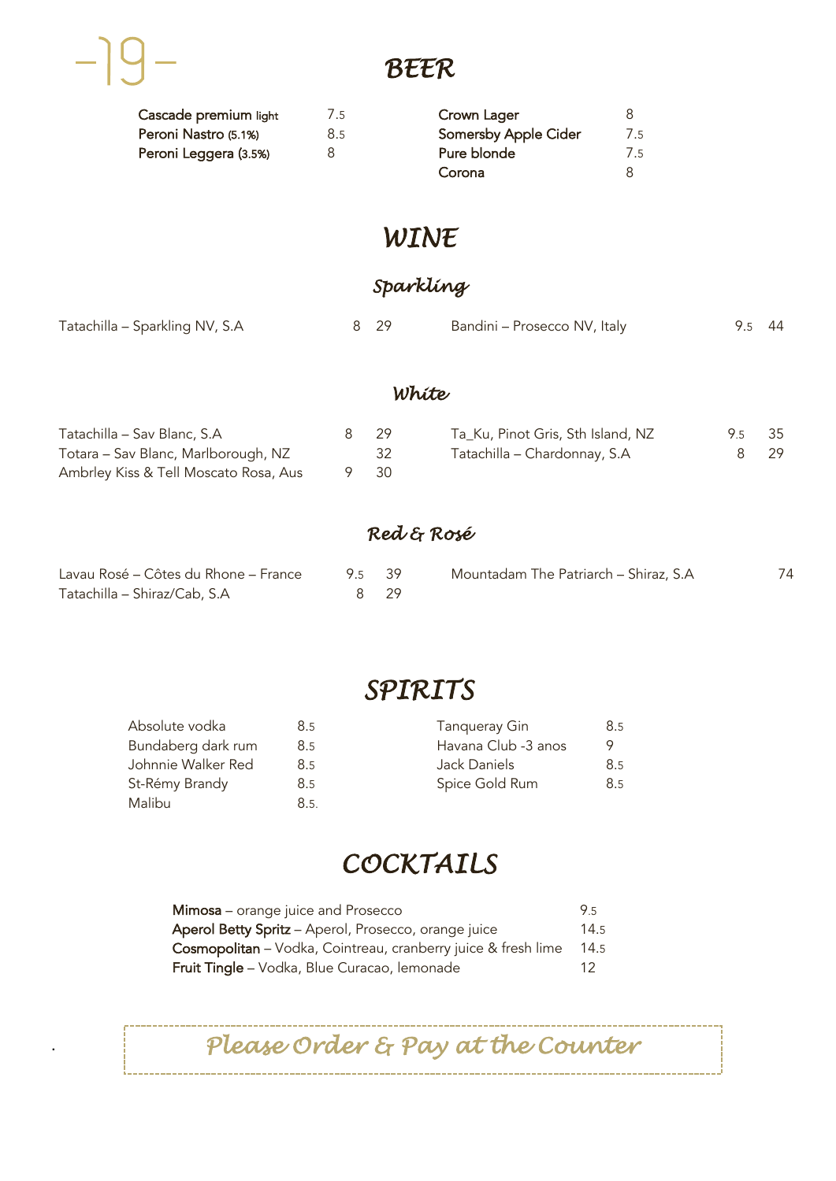-19-

# BEER

| | |
|---|---|
| Cascade premium light | 7.5 |
| Peroni Nastro (5.1%) | 8.5 |
| Peroni Leggera (3.5%) | 8 |
| Crown Lager | 8 |
| Somersby Apple Cider | 7.5 |
| Pure blonde | 7.5 |
| Corona | 8 |

# WINE

## Sparkling

| | | |
|---|---|---|
| Tatachilla – Sparkling NV, S.A | 8 | 29 |
| Bandini – Prosecco NV, Itally | 9.5 | 44 |

## White

| | | |
|---|---|---|
| Tatachilla – Sav Blanc, S.A | 8 | 29 |
| Totara – Sav Blanc, Marlborough, NZ | | 32 |
| Ambrley Kiss & Tell Moscato Rosa, Aus | 9 | 30 |
| Ta_Ku, Pinot Gris, Sth Island, NZ | 9.5 | 35 |
| Tatachilla – Chardonnay, S.A | 8 | 29 |

## Red & Rosé

| | | |
|---|---|---|
| Lavau Rosé – Côtes du Rhone – France | 9.5 | 39 |
| Tatachilla – Shiraz/Cab, S.A | 8 | 29 |
| Mountadam The Patriarch – Shiraz, S.A | | 74 |

# SPIRITS

| | |
|---|---|
| Absolute vodka | 8.5 |
| Bundaberg dark rum | 8.5 |
| Johnnie Walker Red | 8.5 |
| St-Rémy Brandy | 8.5 |
| Malibu | 8.5. |
| Tanqueray Gin | 8.5 |
| Havana Club -3 anos | 9 |
| Jack Daniels | 8.5 |
| Spice Gold Rum | 8.5 |

# COCKTAILS

| | |
|---|---|
| **Mimosa** – orange juice and Prosecco | 9.5 |
| **Aperol Betty Spritz** – Aperol, Prosecco, orange juice | 14.5 |
| **Cosmopolitan** – Vodka, Cointreau, cranberry juice & fresh lime | 14.5 |
| **Fruit Tingle** – Vodka, Blue Curacao, lemonade | 12 |

*Please Order & Pay at the Counter*